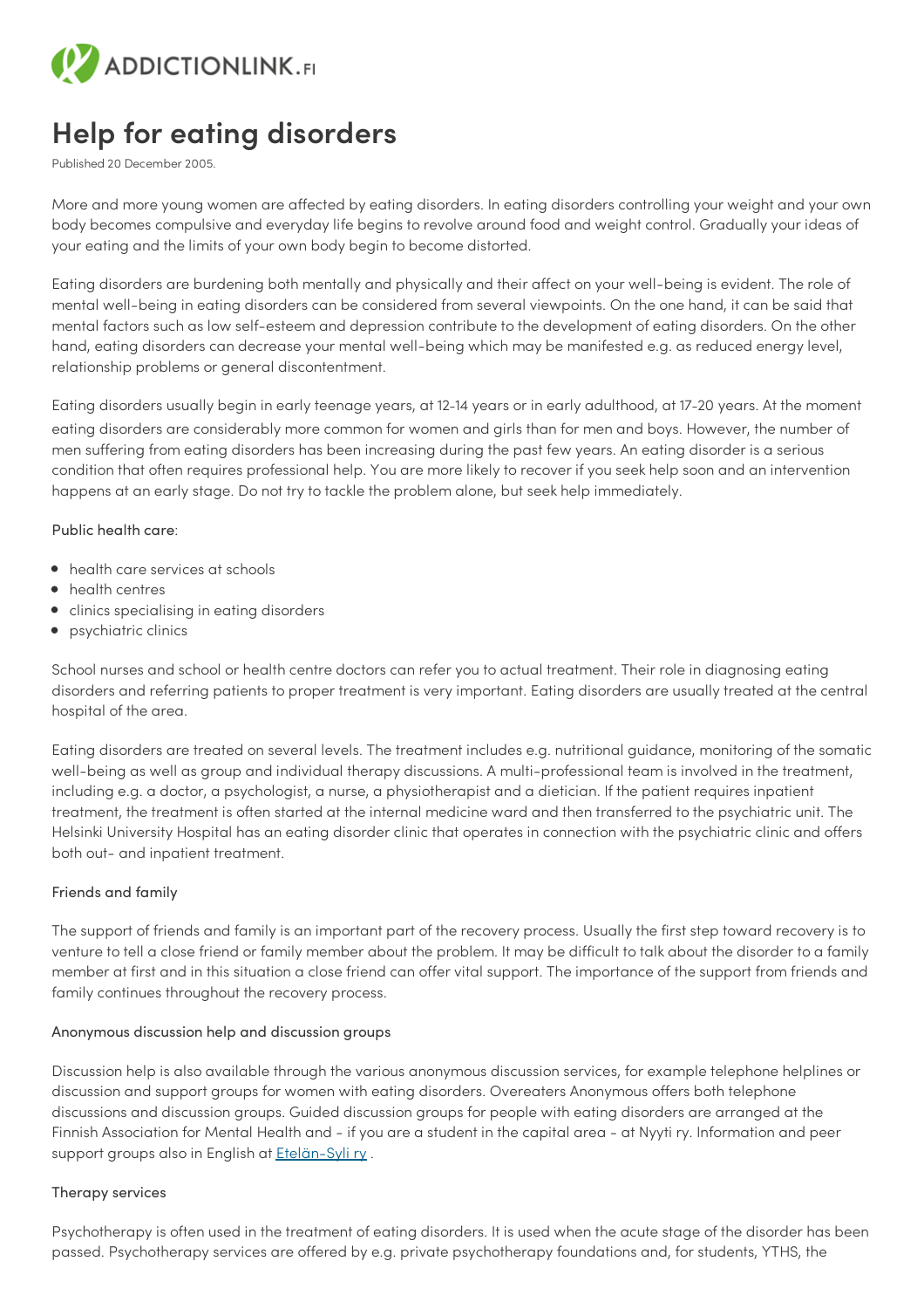# Help for eating disorders

Published 20 December 2005.

More and more young women are affected by eating disorders. In eating disorders controlling your weight and your own body becomes compulsive and everyday life begins to revolve around food and weight control. Gradually your ideas of your eating and the limits of your own body begin to become distorted.

Eating disorders are burdening both mentally and physically and their affect on your well-being is evident. The role of mental well-being in eating disorders can be considered from several viewpoints. On the one hand, it can be said that mental factors such as low self-esteem and depression contribute to the development of eating disorders. On the other hand, eating disorders can decrease your mental well-being which may be manifested e.g. as reduced energy level, relationship problems or general discontentment.

Eating disorders usually begin in early teenage years, at 12-14 years or in early adulthood, at 17-20 years. At the moment eating disorders are considerably more common for women and girls than for men and boys. However, the number of men suffering from eating disorders has been increasing during the past few years. An eating disorder is a serious condition that often requires professional help. You are more likely to recover if you seek help soon and an intervention happens at an early stage. Do not try to tackle the problem alone, but seek help immediately.

Public health care:

- health care services at schools
- health centres
- clinics specialising in eating disorders
- psychiatric clinics

School nurses and school or health centre doctors can refer you to actual treatment. Their role in diagnosing eating disorders and referring patients to proper treatment is very important. Eating disorders are usually treated at the central hospital of the area.

Eating disorders are treated on several levels. The treatment includes e.g. nutritional guidance, monitoring of the somatic well-being as well as group and individual therapy discussions. A multi-professional team is involved in the treatment, including e.g. a doctor, a psychologist, a nurse, a physiotherapist and a dietician. If the patient requires inpatient treatment, the treatment is often started at the internal medicine ward and then transferred to the psychiatric unit. The Helsinki University Hospital has an eating disorder clinic that operates in connection with the psychiatric clinic and offers both out- and inpatient treatment.

Friends and family

The support of friends and family is an important part of the recovery process. Usually the first step toward recovery is to venture to tell a close friend or family member about the problem. It may be difficult to talk about the disorder to a family member at first and in this situation a close friend can offer vital support. The importance of the support from friends and family continues throughout the recovery process.

Anonymous discussion help and discussion groups

Discussion help is also available through the various anonymous discussion services, for example telephone helplines or discussion and support groups for women with eating disorders. Overeaters Anonymous offers both telephone discussions and discussion groups. Guided discussion groups for people with eating disorders are arranged at the Finnish Association for Mental Health and - if you are a student in the capital area - at Nyyti ry. Information and peer support groups also in English at Etelän-Syli ry .

Therapy services

Psychotherapy is often used in the treatment of eating disorders. It is used when the acute stage of the disorder has been passed. Psychotherapy services are offered by e.g. private psychotherapy foundations and, for students, YTHS, the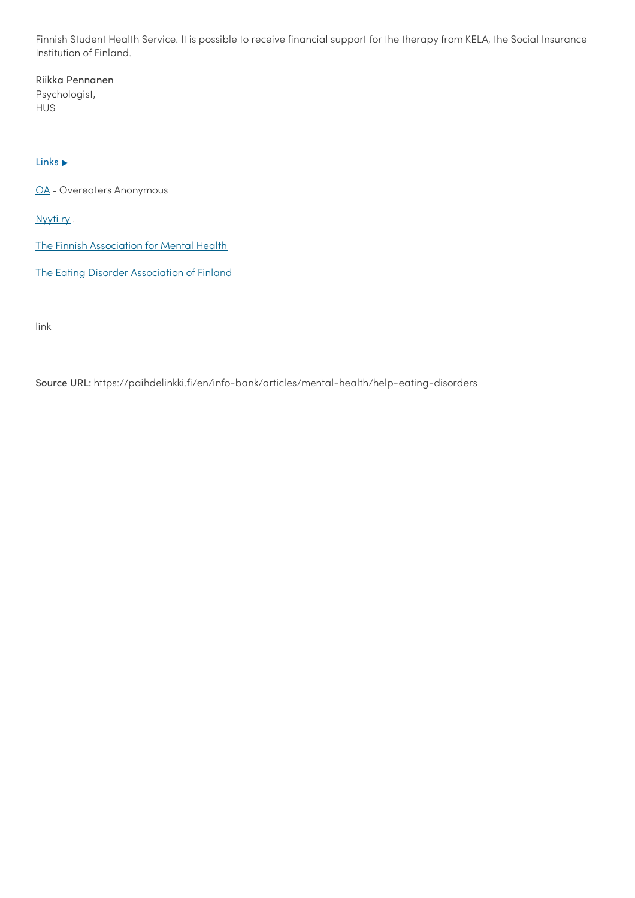Finnish Student Health Service. It is possible to receive financial support for the therapy from KELA, the Social Insurance Institution of Finland.

Riikka Pennanen
Psychologist,
HUS

Links ▶

OA - Overeaters Anonymous

Nyyti ry .

The Finnish Association for Mental Health

The Eating Disorder Association of Finland

link

**Source URL:** https://paihdelinkki.fi/en/info-bank/articles/mental-health/help-eating-disorders